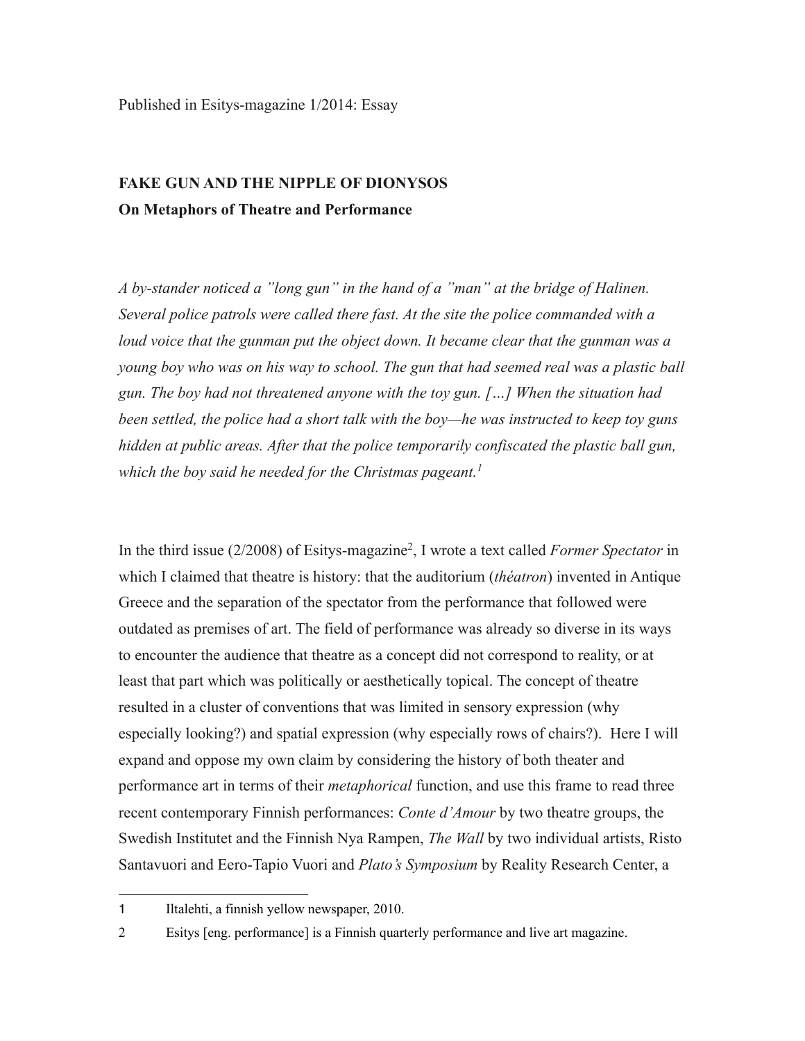Published in Esitys-magazine 1/2014: Essay

# FAKE GUN AND THE NIPPLE OF DIONYSOS

## On Metaphors of Theatre and Performance

*A by-stander noticed a "long gun" in the hand of a "man" at the bridge of Halinen. Several police patrols were called there fast. At the site the police commanded with a loud voice that the gunman put the object down. It became clear that the gunman was a young boy who was on his way to school. The gun that had seemed real was a plastic ball gun. The boy had not threatened anyone with the toy gun. […] When the situation had been settled, the police had a short talk with the boy—he was instructed to keep toy guns hidden at public areas. After that the police temporarily confiscated the plastic ball gun, which the boy said he needed for the Christmas pageant.*[1]

In the third issue (2/2008) of Esitys-magazine[2], I wrote a text called *Former Spectator* in which I claimed that theatre is history: that the auditorium (*théatron*) invented in Antique Greece and the separation of the spectator from the performance that followed were outdated as premises of art. The field of performance was already so diverse in its ways to encounter the audience that theatre as a concept did not correspond to reality, or at least that part which was politically or aesthetically topical. The concept of theatre resulted in a cluster of conventions that was limited in sensory expression (why especially looking?) and spatial expression (why especially rows of chairs?). Here I will expand and oppose my own claim by considering the history of both theater and performance art in terms of their *metaphorical* function, and use this frame to read three recent contemporary Finnish performances: *Conte d'Amour* by two theatre groups, the Swedish Institutet and the Finnish Nya Rampen, *The Wall* by two individual artists, Risto Santavuori and Eero-Tapio Vuori and *Plato's Symposium* by Reality Research Center, a

---

1 Iltalehti, a finnish yellow newspaper, 2010.

2 Esitys [eng. performance] is a Finnish quarterly performance and live art magazine.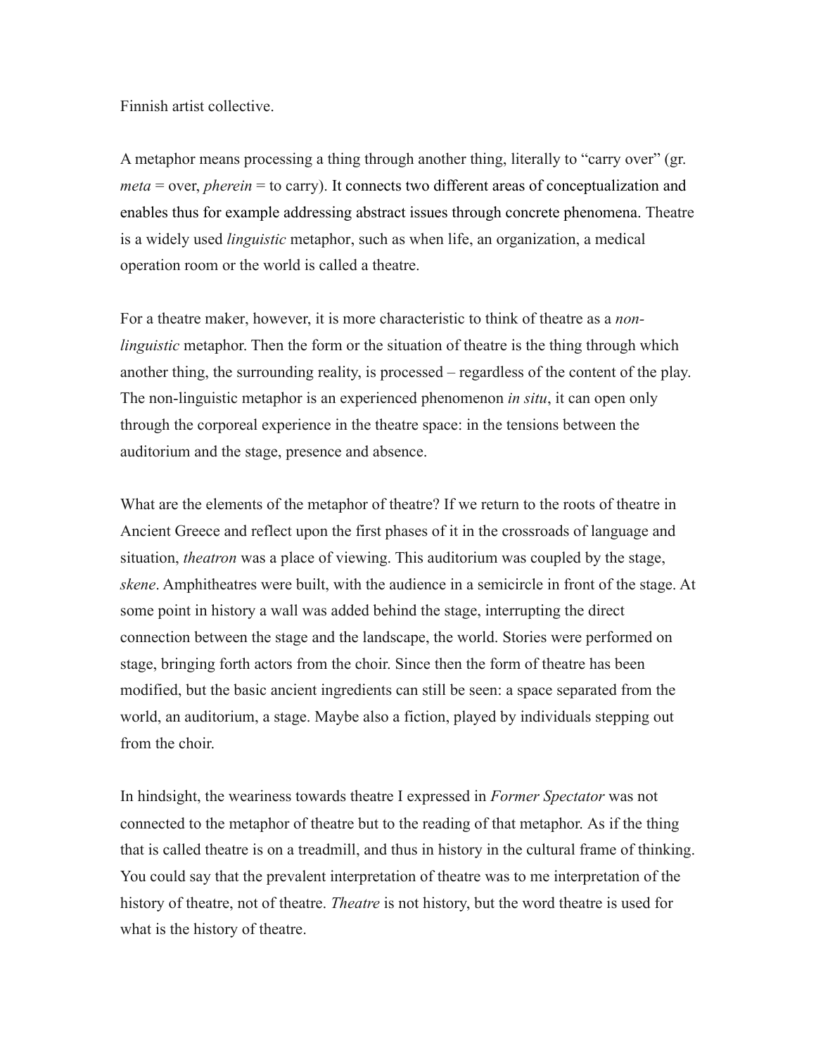Finnish artist collective.

A metaphor means processing a thing through another thing, literally to "carry over" (gr. *meta* = over, *pherein* = to carry). It connects two different areas of conceptualization and enables thus for example addressing abstract issues through concrete phenomena. Theatre is a widely used *linguistic* metaphor, such as when life, an organization, a medical operation room or the world is called a theatre.

For a theatre maker, however, it is more characteristic to think of theatre as a *non-linguistic* metaphor. Then the form or the situation of theatre is the thing through which another thing, the surrounding reality, is processed – regardless of the content of the play. The non-linguistic metaphor is an experienced phenomenon *in situ*, it can open only through the corporeal experience in the theatre space: in the tensions between the auditorium and the stage, presence and absence.

What are the elements of the metaphor of theatre? If we return to the roots of theatre in Ancient Greece and reflect upon the first phases of it in the crossroads of language and situation, *theatron* was a place of viewing. This auditorium was coupled by the stage, *skene*. Amphitheatres were built, with the audience in a semicircle in front of the stage. At some point in history a wall was added behind the stage, interrupting the direct connection between the stage and the landscape, the world. Stories were performed on stage, bringing forth actors from the choir. Since then the form of theatre has been modified, but the basic ancient ingredients can still be seen: a space separated from the world, an auditorium, a stage. Maybe also a fiction, played by individuals stepping out from the choir.

In hindsight, the weariness towards theatre I expressed in *Former Spectator* was not connected to the metaphor of theatre but to the reading of that metaphor. As if the thing that is called theatre is on a treadmill, and thus in history in the cultural frame of thinking. You could say that the prevalent interpretation of theatre was to me interpretation of the history of theatre, not of theatre. *Theatre* is not history, but the word theatre is used for what is the history of theatre.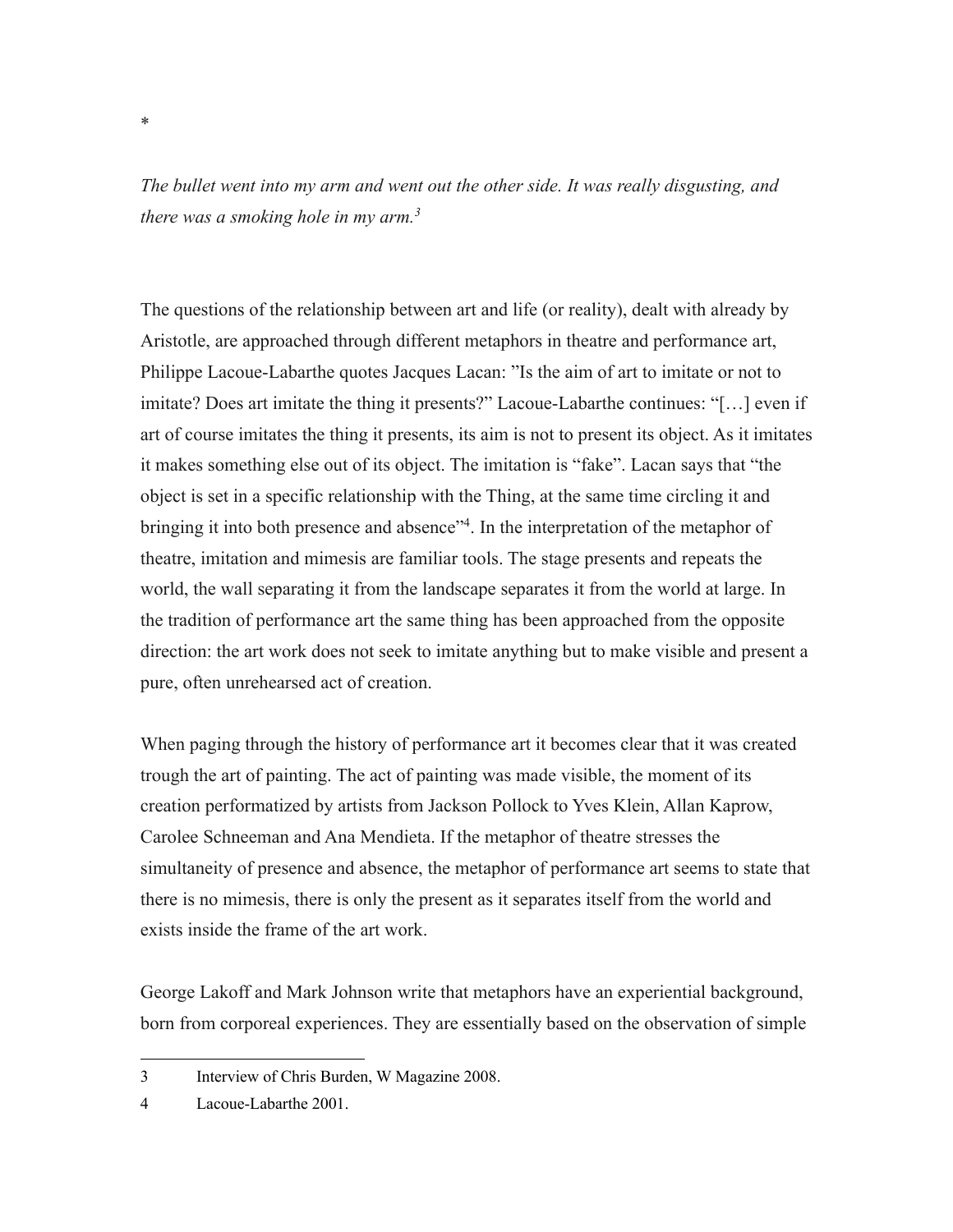*

*The bullet went into my arm and went out the other side. It was really disgusting, and there was a smoking hole in my arm.*[3]

The questions of the relationship between art and life (or reality), dealt with already by Aristotle, are approached through different metaphors in theatre and performance art, Philippe Lacoue-Labarthe quotes Jacques Lacan: ”Is the aim of art to imitate or not to imitate? Does art imitate the thing it presents?” Lacoue-Labarthe continues: “[…] even if art of course imitates the thing it presents, its aim is not to present its object. As it imitates it makes something else out of its object. The imitation is “fake”. Lacan says that “the object is set in a specific relationship with the Thing, at the same time circling it and bringing it into both presence and absence”[4]. In the interpretation of the metaphor of theatre, imitation and mimesis are familiar tools. The stage presents and repeats the world, the wall separating it from the landscape separates it from the world at large. In the tradition of performance art the same thing has been approached from the opposite direction: the art work does not seek to imitate anything but to make visible and present a pure, often unrehearsed act of creation.

When paging through the history of performance art it becomes clear that it was created trough the art of painting. The act of painting was made visible, the moment of its creation performatized by artists from Jackson Pollock to Yves Klein, Allan Kaprow, Carolee Schneeman and Ana Mendieta. If the metaphor of theatre stresses the simultaneity of presence and absence, the metaphor of performance art seems to state that there is no mimesis, there is only the present as it separates itself from the world and exists inside the frame of the art work.

George Lakoff and Mark Johnson write that metaphors have an experiential background, born from corporeal experiences. They are essentially based on the observation of simple

---

3 Interview of Chris Burden, W Magazine 2008.

4 Lacoue-Labarthe 2001.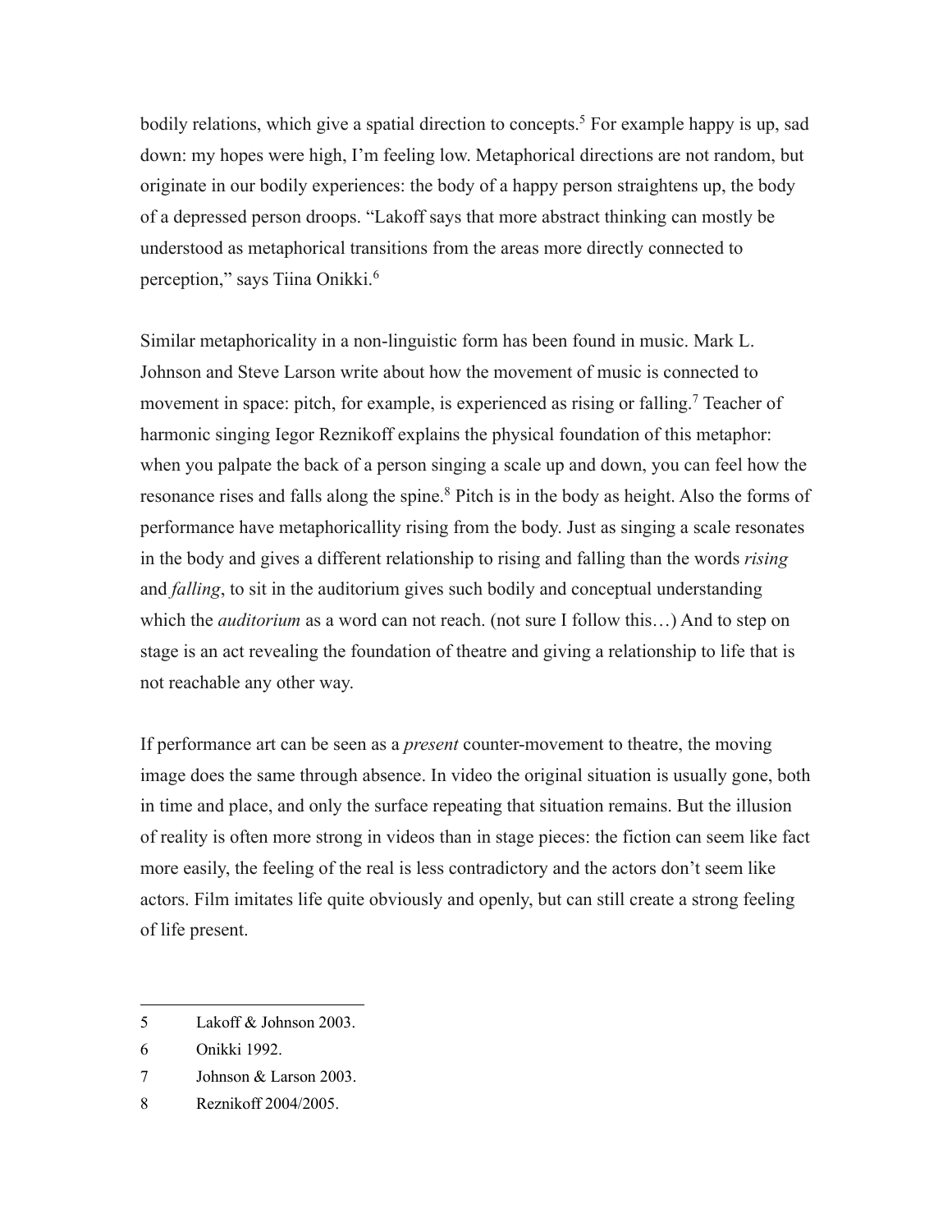bodily relations, which give a spatial direction to concepts.[5] For example happy is up, sad down: my hopes were high, I'm feeling low. Metaphorical directions are not random, but originate in our bodily experiences: the body of a happy person straightens up, the body of a depressed person droops. "Lakoff says that more abstract thinking can mostly be understood as metaphorical transitions from the areas more directly connected to perception," says Tiina Onikki.[6]

Similar metaphoricality in a non-linguistic form has been found in music. Mark L. Johnson and Steve Larson write about how the movement of music is connected to movement in space: pitch, for example, is experienced as rising or falling.[7] Teacher of harmonic singing Iegor Reznikoff explains the physical foundation of this metaphor: when you palpate the back of a person singing a scale up and down, you can feel how the resonance rises and falls along the spine.[8] Pitch is in the body as height. Also the forms of performance have metaphoricallity rising from the body. Just as singing a scale resonates in the body and gives a different relationship to rising and falling than the words *rising* and *falling*, to sit in the auditorium gives such bodily and conceptual understanding which the *auditorium* as a word can not reach. (not sure I follow this…) And to step on stage is an act revealing the foundation of theatre and giving a relationship to life that is not reachable any other way.

If performance art can be seen as a *present* counter-movement to theatre, the moving image does the same through absence. In video the original situation is usually gone, both in time and place, and only the surface repeating that situation remains. But the illusion of reality is often more strong in videos than in stage pieces: the fiction can seem like fact more easily, the feeling of the real is less contradictory and the actors don't seem like actors. Film imitates life quite obviously and openly, but can still create a strong feeling of life present.

---

5 Lakoff & Johnson 2003.

6 Onikki 1992.

7 Johnson & Larson 2003.

8 Reznikoff 2004/2005.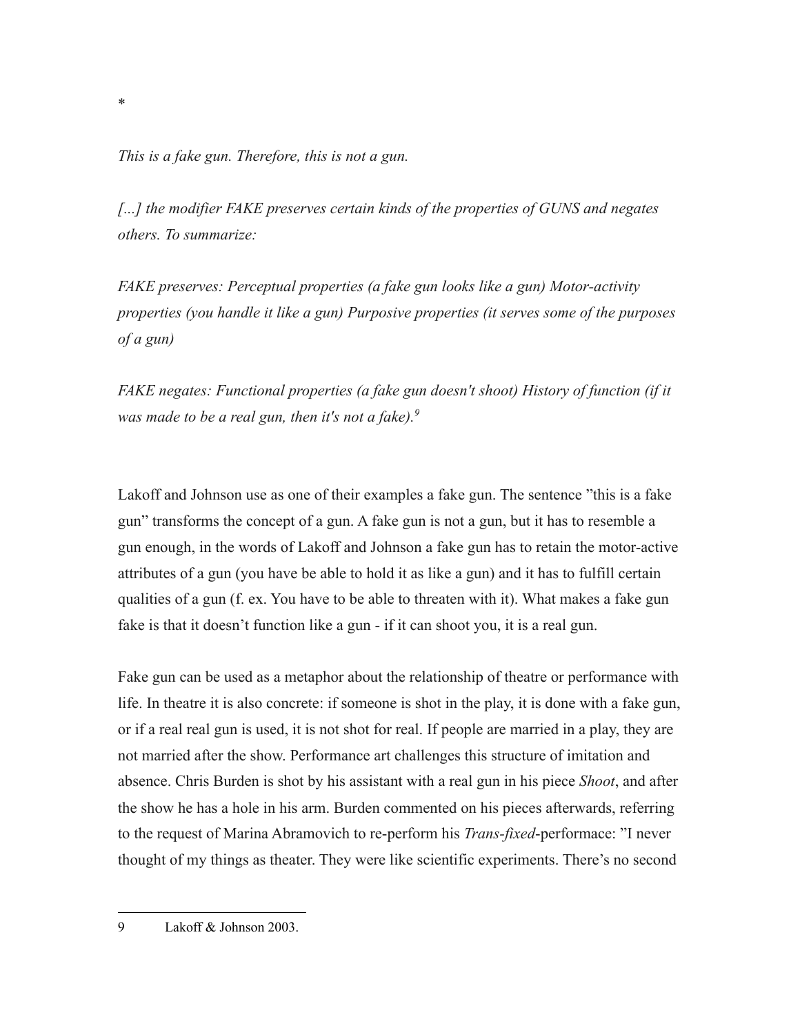*

*This is a fake gun. Therefore, this is not a gun.*

*[...] the modifier FAKE preserves certain kinds of the properties of GUNS and negates others. To summarize:*

*FAKE preserves: Perceptual properties (a fake gun looks like a gun) Motor-activity properties (you handle it like a gun) Purposive properties (it serves some of the purposes of a gun)*

*FAKE negates: Functional properties (a fake gun doesn't shoot) History of function (if it was made to be a real gun, then it's not a fake).*[9]

Lakoff and Johnson use as one of their examples a fake gun. The sentence "this is a fake gun" transforms the concept of a gun. A fake gun is not a gun, but it has to resemble a gun enough, in the words of Lakoff and Johnson a fake gun has to retain the motor-active attributes of a gun (you have be able to hold it as like a gun) and it has to fulfill certain qualities of a gun (f. ex. You have to be able to threaten with it). What makes a fake gun fake is that it doesn't function like a gun - if it can shoot you, it is a real gun.

Fake gun can be used as a metaphor about the relationship of theatre or performance with life. In theatre it is also concrete: if someone is shot in the play, it is done with a fake gun, or if a real real gun is used, it is not shot for real. If people are married in a play, they are not married after the show. Performance art challenges this structure of imitation and absence. Chris Burden is shot by his assistant with a real gun in his piece *Shoot*, and after the show he has a hole in his arm. Burden commented on his pieces afterwards, referring to the request of Marina Abramovich to re-perform his *Trans-fixed*-performace: "I never thought of my things as theater. They were like scientific experiments. There's no second

9 Lakoff & Johnson 2003.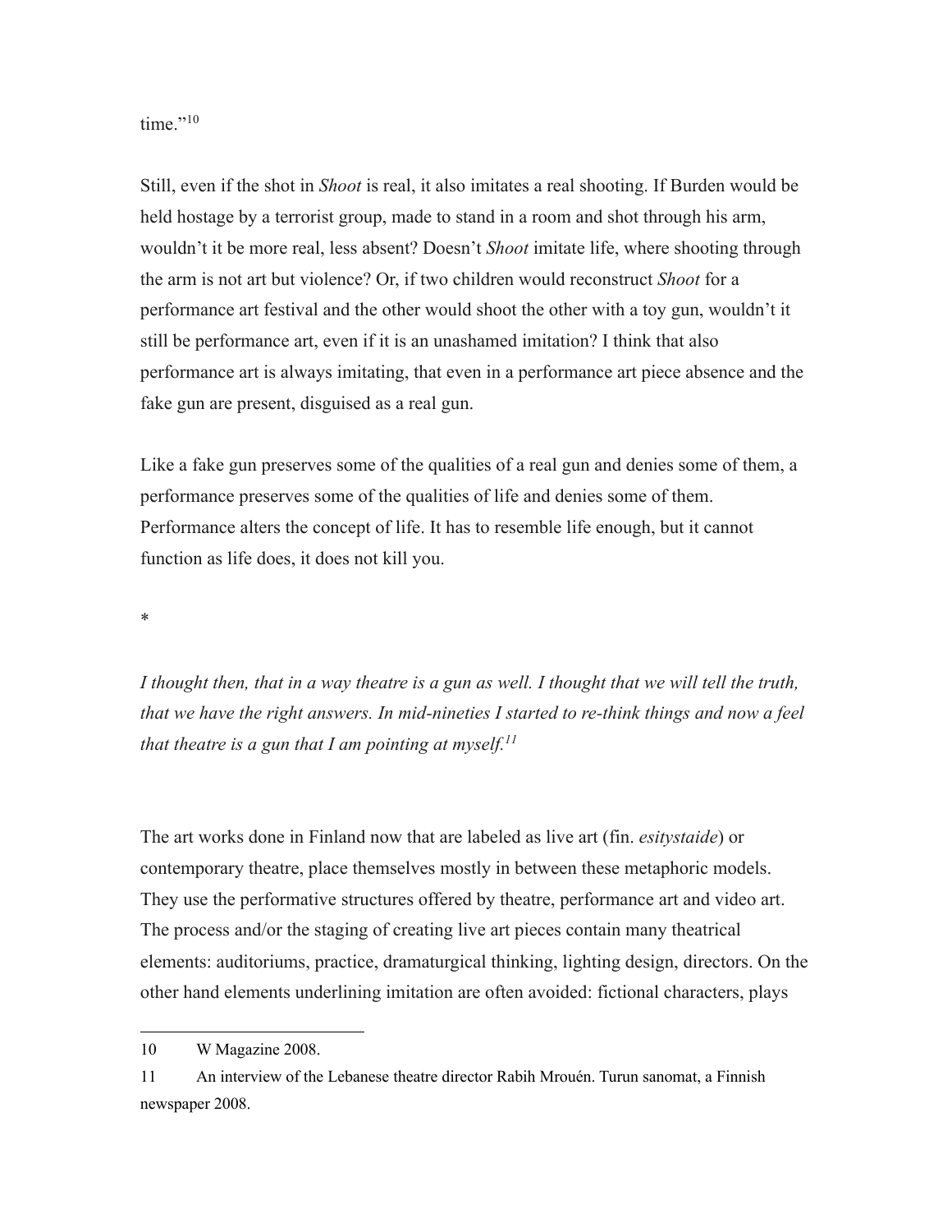time."[10]

Still, even if the shot in *Shoot* is real, it also imitates a real shooting. If Burden would be held hostage by a terrorist group, made to stand in a room and shot through his arm, wouldn't it be more real, less absent? Doesn't *Shoot* imitate life, where shooting through the arm is not art but violence? Or, if two children would reconstruct *Shoot* for a performance art festival and the other would shoot the other with a toy gun, wouldn't it still be performance art, even if it is an unashamed imitation? I think that also performance art is always imitating, that even in a performance art piece absence and the fake gun are present, disguised as a real gun.

Like a fake gun preserves some of the qualities of a real gun and denies some of them, a performance preserves some of the qualities of life and denies some of them. Performance alters the concept of life. It has to resemble life enough, but it cannot function as life does, it does not kill you.

*

*I thought then, that in a way theatre is a gun as well. I thought that we will tell the truth, that we have the right answers. In mid-nineties I started to re-think things and now a feel that theatre is a gun that I am pointing at myself.*[11]

The art works done in Finland now that are labeled as live art (fin. *esitystaide*) or contemporary theatre, place themselves mostly in between these metaphoric models. They use the performative structures offered by theatre, performance art and video art. The process and/or the staging of creating live art pieces contain many theatrical elements: auditoriums, practice, dramaturgical thinking, lighting design, directors. On the other hand elements underlining imitation are often avoided: fictional characters, plays

10 W Magazine 2008.

11 An interview of the Lebanese theatre director Rabih Mroué́n. Turun sanomat, a Finnish newspaper 2008.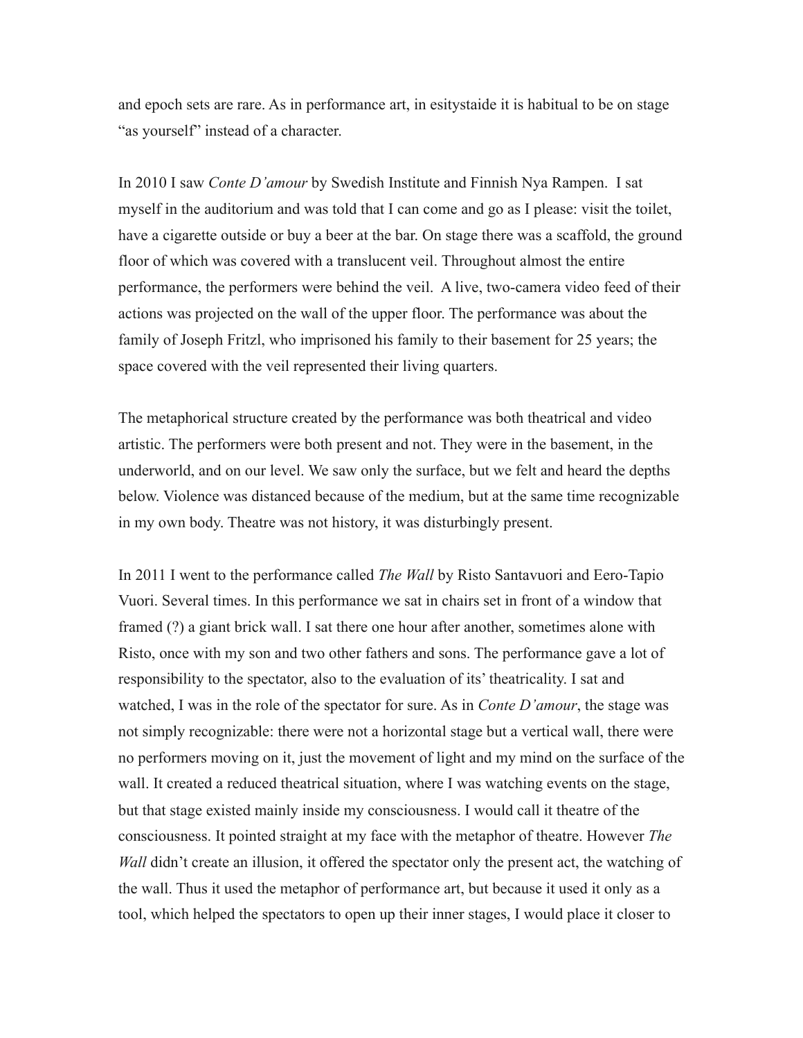and epoch sets are rare. As in performance art, in esitystaide it is habitual to be on stage "as yourself" instead of a character.

In 2010 I saw *Conte D'amour* by Swedish Institute and Finnish Nya Rampen. I sat myself in the auditorium and was told that I can come and go as I please: visit the toilet, have a cigarette outside or buy a beer at the bar. On stage there was a scaffold, the ground floor of which was covered with a translucent veil. Throughout almost the entire performance, the performers were behind the veil. A live, two-camera video feed of their actions was projected on the wall of the upper floor. The performance was about the family of Joseph Fritzl, who imprisoned his family to their basement for 25 years; the space covered with the veil represented their living quarters.

The metaphorical structure created by the performance was both theatrical and video artistic. The performers were both present and not. They were in the basement, in the underworld, and on our level. We saw only the surface, but we felt and heard the depths below. Violence was distanced because of the medium, but at the same time recognizable in my own body. Theatre was not history, it was disturbingly present.

In 2011 I went to the performance called *The Wall* by Risto Santavuori and Eero-Tapio Vuori. Several times. In this performance we sat in chairs set in front of a window that framed (?) a giant brick wall. I sat there one hour after another, sometimes alone with Risto, once with my son and two other fathers and sons. The performance gave a lot of responsibility to the spectator, also to the evaluation of its' theatricality. I sat and watched, I was in the role of the spectator for sure. As in *Conte D'amour*, the stage was not simply recognizable: there were not a horizontal stage but a vertical wall, there were no performers moving on it, just the movement of light and my mind on the surface of the wall. It created a reduced theatrical situation, where I was watching events on the stage, but that stage existed mainly inside my consciousness. I would call it theatre of the consciousness. It pointed straight at my face with the metaphor of theatre. However *The Wall* didn't create an illusion, it offered the spectator only the present act, the watching of the wall. Thus it used the metaphor of performance art, but because it used it only as a tool, which helped the spectators to open up their inner stages, I would place it closer to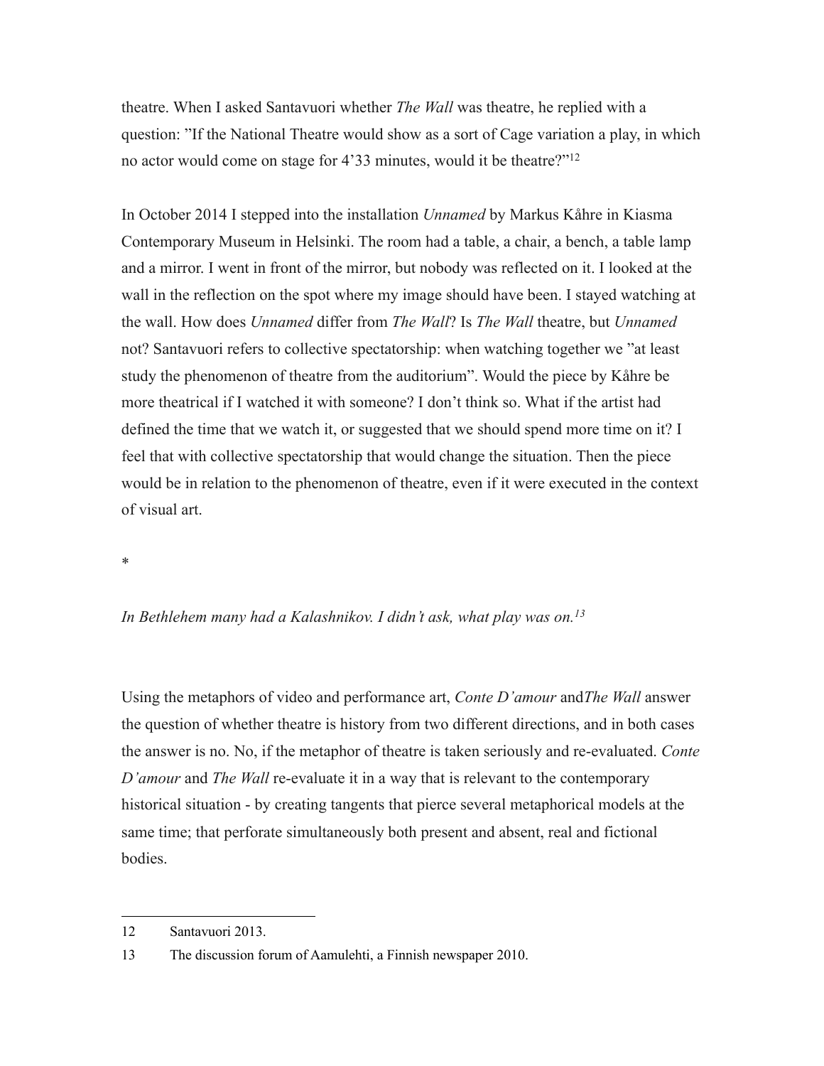theatre. When I asked Santavuori whether *The Wall* was theatre, he replied with a question: ”If the National Theatre would show as a sort of Cage variation a play, in which no actor would come on stage for 4’33 minutes, would it be theatre?”[12]

In October 2014 I stepped into the installation *Unnamed* by Markus Kåhre in Kiasma Contemporary Museum in Helsinki. The room had a table, a chair, a bench, a table lamp and a mirror. I went in front of the mirror, but nobody was reflected on it. I looked at the wall in the reflection on the spot where my image should have been. I stayed watching at the wall. How does *Unnamed* differ from *The Wall*? Is *The Wall* theatre, but *Unnamed* not? Santavuori refers to collective spectatorship: when watching together we ”at least study the phenomenon of theatre from the auditorium”. Would the piece by Kåhre be more theatrical if I watched it with someone? I don’t think so. What if the artist had defined the time that we watch it, or suggested that we should spend more time on it? I feel that with collective spectatorship that would change the situation. Then the piece would be in relation to the phenomenon of theatre, even if it were executed in the context of visual art.

*

*In Bethlehem many had a Kalashnikov. I didn’t ask, what play was on.*[13]

Using the metaphors of video and performance art, *Conte D’amour* and*The Wall* answer the question of whether theatre is history from two different directions, and in both cases the answer is no. No, if the metaphor of theatre is taken seriously and re-evaluated. *Conte D’amour* and *The Wall* re-evaluate it in a way that is relevant to the contemporary historical situation - by creating tangents that pierce several metaphorical models at the same time; that perforate simultaneously both present and absent, real and fictional bodies.

---

12 Santavuori 2013.

13 The discussion forum of Aamulehti, a Finnish newspaper 2010.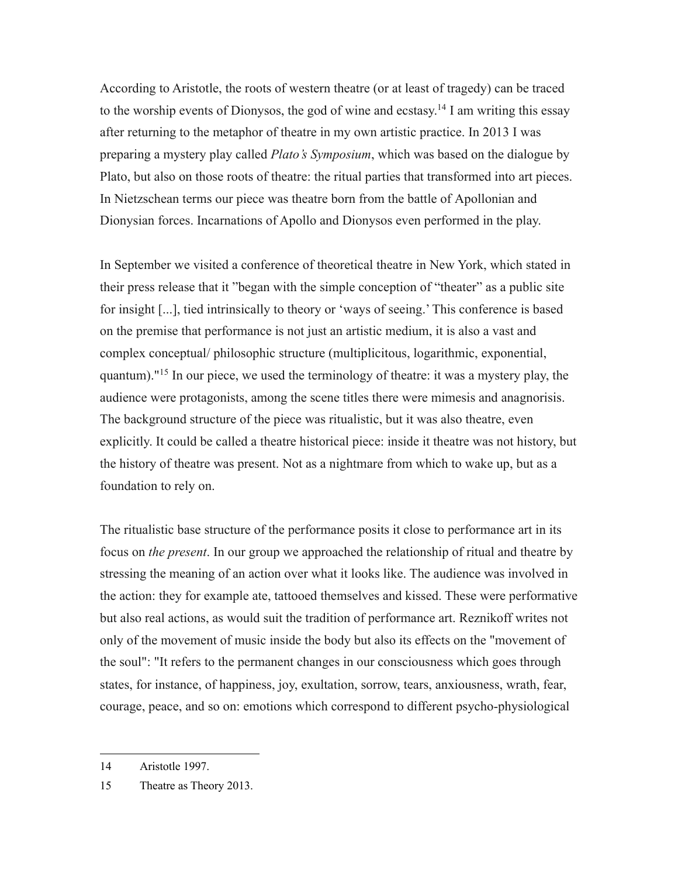According to Aristotle, the roots of western theatre (or at least of tragedy) can be traced to the worship events of Dionysos, the god of wine and ecstasy.[14] I am writing this essay after returning to the metaphor of theatre in my own artistic practice. In 2013 I was preparing a mystery play called *Plato's Symposium*, which was based on the dialogue by Plato, but also on those roots of theatre: the ritual parties that transformed into art pieces. In Nietzschean terms our piece was theatre born from the battle of Apollonian and Dionysian forces. Incarnations of Apollo and Dionysos even performed in the play.

In September we visited a conference of theoretical theatre in New York, which stated in their press release that it "began with the simple conception of "theater" as a public site for insight [...], tied intrinsically to theory or 'ways of seeing.' This conference is based on the premise that performance is not just an artistic medium, it is also a vast and complex conceptual/ philosophic structure (multiplicitous, logarithmic, exponential, quantum)."[15] In our piece, we used the terminology of theatre: it was a mystery play, the audience were protagonists, among the scene titles there were mimesis and anagnorisis. The background structure of the piece was ritualistic, but it was also theatre, even explicitly. It could be called a theatre historical piece: inside it theatre was not history, but the history of theatre was present. Not as a nightmare from which to wake up, but as a foundation to rely on.

The ritualistic base structure of the performance posits it close to performance art in its focus on *the present*. In our group we approached the relationship of ritual and theatre by stressing the meaning of an action over what it looks like. The audience was involved in the action: they for example ate, tattooed themselves and kissed. These were performative but also real actions, as would suit the tradition of performance art. Reznikoff writes not only of the movement of music inside the body but also its effects on the "movement of the soul": "It refers to the permanent changes in our consciousness which goes through states, for instance, of happiness, joy, exultation, sorrow, tears, anxiousness, wrath, fear, courage, peace, and so on: emotions which correspond to different psycho-physiological

---

14 Aristotle 1997.

15 Theatre as Theory 2013.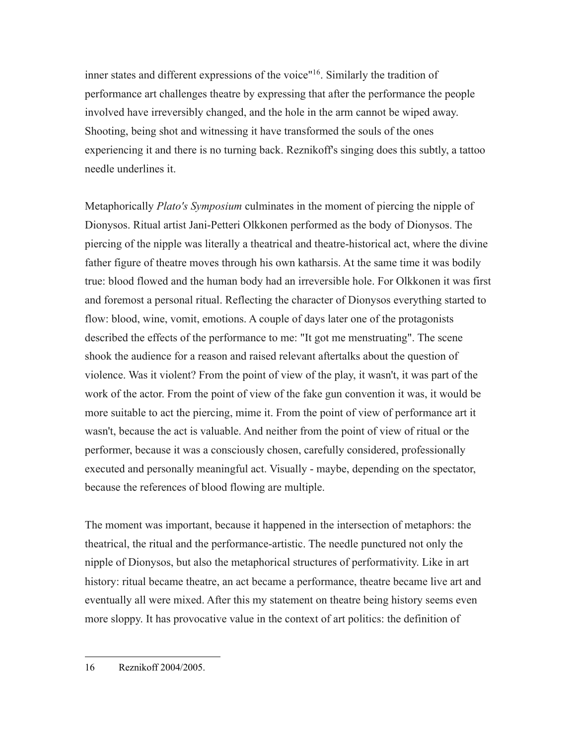inner states and different expressions of the voice"[16]. Similarly the tradition of performance art challenges theatre by expressing that after the performance the people involved have irreversibly changed, and the hole in the arm cannot be wiped away. Shooting, being shot and witnessing it have transformed the souls of the ones experiencing it and there is no turning back. Reznikoff's singing does this subtly, a tattoo needle underlines it.

Metaphorically *Plato's Symposium* culminates in the moment of piercing the nipple of Dionysos. Ritual artist Jani-Petteri Olkkonen performed as the body of Dionysos. The piercing of the nipple was literally a theatrical and theatre-historical act, where the divine father figure of theatre moves through his own katharsis. At the same time it was bodily true: blood flowed and the human body had an irreversible hole. For Olkkonen it was first and foremost a personal ritual. Reflecting the character of Dionysos everything started to flow: blood, wine, vomit, emotions. A couple of days later one of the protagonists described the effects of the performance to me: "It got me menstruating". The scene shook the audience for a reason and raised relevant aftertalks about the question of violence. Was it violent? From the point of view of the play, it wasn't, it was part of the work of the actor. From the point of view of the fake gun convention it was, it would be more suitable to act the piercing, mime it. From the point of view of performance art it wasn't, because the act is valuable. And neither from the point of view of ritual or the performer, because it was a consciously chosen, carefully considered, professionally executed and personally meaningful act. Visually - maybe, depending on the spectator, because the references of blood flowing are multiple.

The moment was important, because it happened in the intersection of metaphors: the theatrical, the ritual and the performance-artistic. The needle punctured not only the nipple of Dionysos, but also the metaphorical structures of performativity. Like in art history: ritual became theatre, an act became a performance, theatre became live art and eventually all were mixed. After this my statement on theatre being history seems even more sloppy. It has provocative value in the context of art politics: the definition of

---

16 Reznikoff 2004/2005.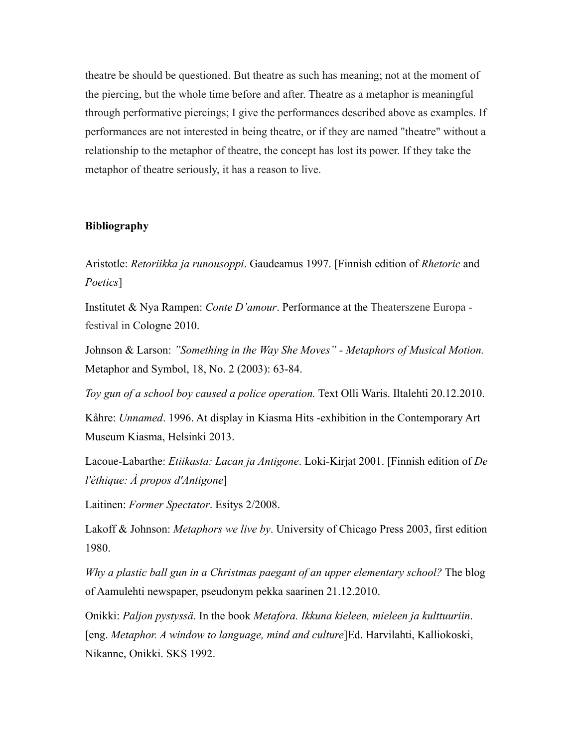theatre be should be questioned. But theatre as such has meaning; not at the moment of the piercing, but the whole time before and after. Theatre as a metaphor is meaningful through performative piercings; I give the performances described above as examples. If performances are not interested in being theatre, or if they are named "theatre" without a relationship to the metaphor of theatre, the concept has lost its power. If they take the metaphor of theatre seriously, it has a reason to live.

## Bibliography

Aristotle: *Retoriikka ja runousoppi*. Gaudeamus 1997. [Finnish edition of *Rhetoric* and *Poetics*]

Institutet & Nya Rampen: *Conte D'amour*. Performance at the Theaterszene Europa - festival in Cologne 2010.

Johnson & Larson: *"Something in the Way She Moves" - Metaphors of Musical Motion.* Metaphor and Symbol, 18, No. 2 (2003): 63-84.

*Toy gun of a school boy caused a police operation.* Text Olli Waris. Iltalehti 20.12.2010.

Kåhre: *Unnamed*. 1996. At display in Kiasma Hits -exhibition in the Contemporary Art Museum Kiasma, Helsinki 2013.

Lacoue-Labarthe: *Etiikasta: Lacan ja Antigone*. Loki-Kirjat 2001. [Finnish edition of *De l'éthique: À propos d'Antigone*]

Laitinen: *Former Spectator*. Esitys 2/2008.

Lakoff & Johnson: *Metaphors we live by*. University of Chicago Press 2003, first edition 1980.

*Why a plastic ball gun in a Christmas paegant of an upper elementary school?* The blog of Aamulehti newspaper, pseudonym pekka saarinen 21.12.2010.

Onikki: *Paljon pystyssä*. In the book *Metafora. Ikkuna kieleen, mieleen ja kulttuuriin*. [eng. *Metaphor. A window to language, mind and culture*]Ed. Harvilahti, Kalliokoski, Nikanne, Onikki. SKS 1992.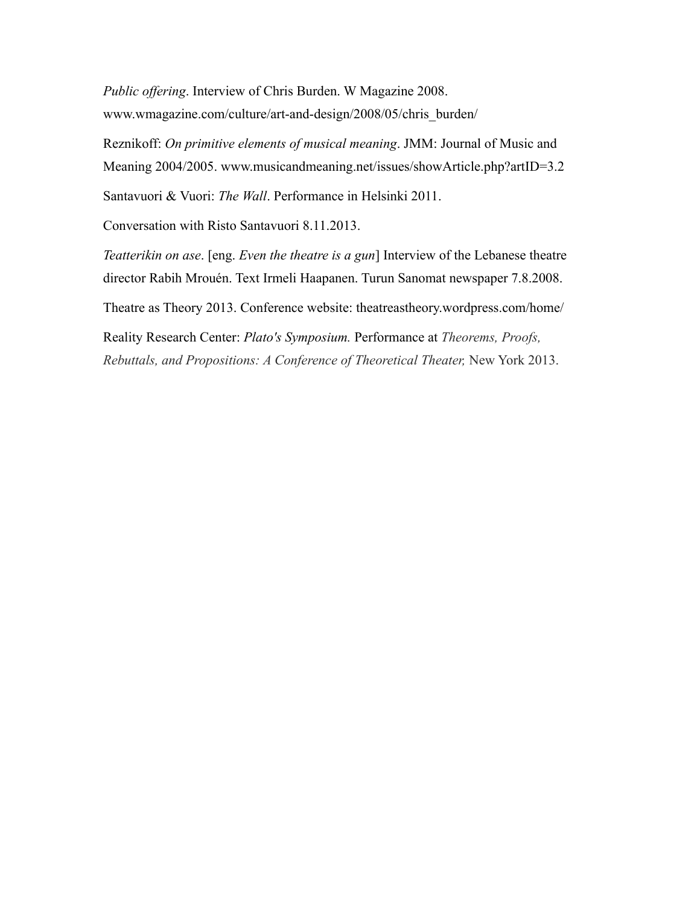*Public offering*. Interview of Chris Burden. W Magazine 2008. www.wmagazine.com/culture/art-and-design/2008/05/chris_burden/

Reznikoff: *On primitive elements of musical meaning*. JMM: Journal of Music and Meaning 2004/2005. www.musicandmeaning.net/issues/showArticle.php?artID=3.2

Santavuori & Vuori: *The Wall*. Performance in Helsinki 2011.

Conversation with Risto Santavuori 8.11.2013.

*Teatterikin on ase*. [eng. *Even the theatre is a gun*] Interview of the Lebanese theatre director Rabih Mrouén. Text Irmeli Haapanen. Turun Sanomat newspaper 7.8.2008.

Theatre as Theory 2013. Conference website: theatreastheory.wordpress.com/home/

Reality Research Center: *Plato's Symposium.* Performance at *Theorems, Proofs, Rebuttals, and Propositions: A Conference of Theoretical Theater,* New York 2013.